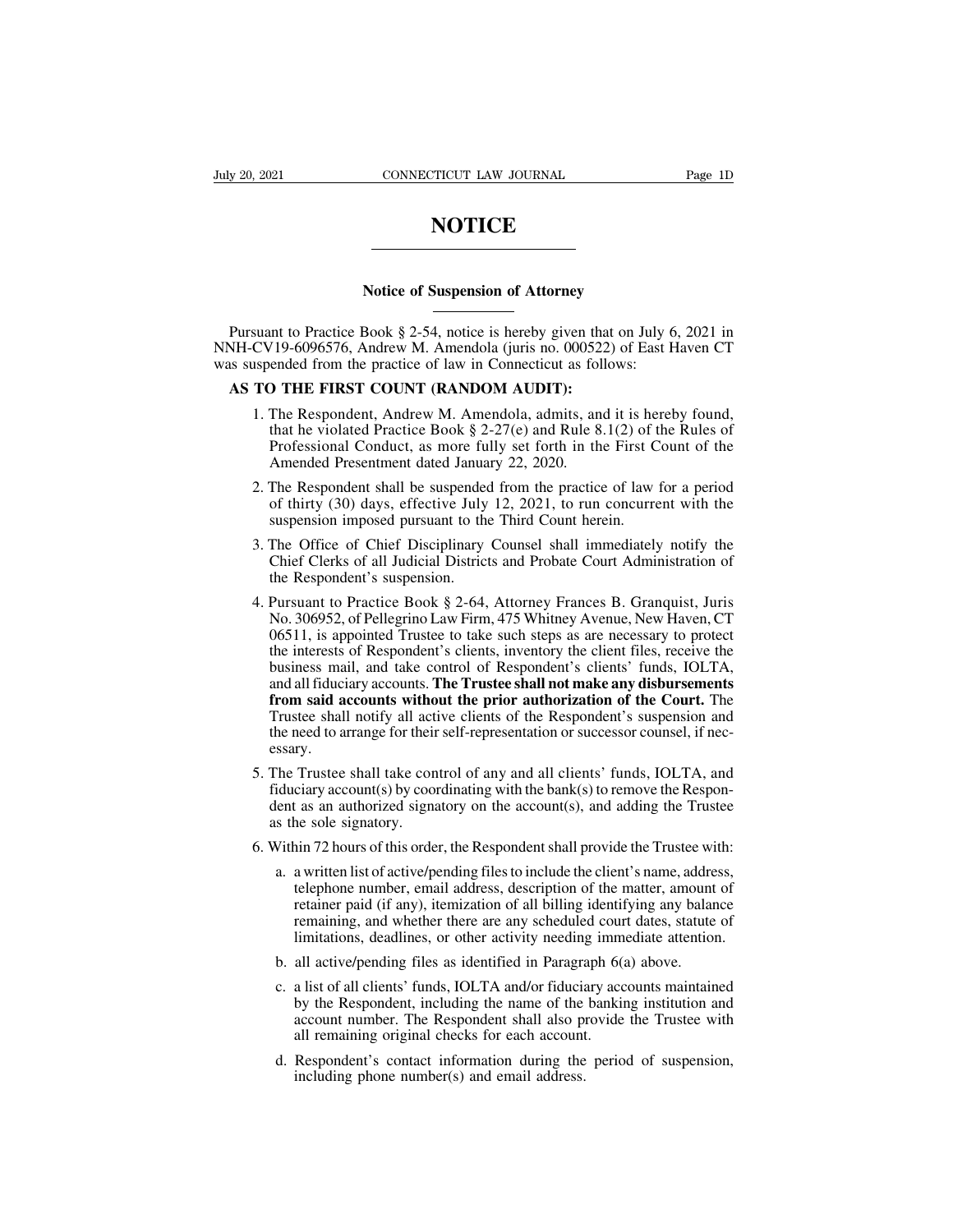# NOTICE

## Notice of Suspension of Attorney

Pursuant to Practice Book § 2-54, notice is hereby given that on July 6, 2021 in NNH-CV19-6096576, Andrew M. Amendola (juris no. 000522) of East Haven CT was suspended from the practice of law in Connecticut as follows:

**AS TO THE FIRST COUNT (RANDOM AUDIT):**

1. The Respondent, Andrew M. Amendola, admits, and it is hereby found, that he violated Practice Book § 2-27(e) and Rule 8.1(2) of the Rules of Professional Conduct, as more fully set forth in the First Count of the Amended Presentment dated January 22, 2020.

2. The Respondent shall be suspended from the practice of law for a period of thirty (30) days, effective July 12, 2021, to run concurrent with the suspension imposed pursuant to the Third Count herein.

3. The Office of Chief Disciplinary Counsel shall immediately notify the Chief Clerks of all Judicial Districts and Probate Court Administration of the Respondent's suspension.

4. Pursuant to Practice Book § 2-64, Attorney Frances B. Granquist, Juris No. 306952, of Pellegrino Law Firm, 475 Whitney Avenue, New Haven, CT 06511, is appointed Trustee to take such steps as are necessary to protect the interests of Respondent's clients, inventory the client files, receive the business mail, and take control of Respondent's clients' funds, IOLTA, and all fiduciary accounts. **The Trustee shall not make any disbursements from said accounts without the prior authorization of the Court.** The Trustee shall notify all active clients of the Respondent's suspension and the need to arrange for their self-representation or successor counsel, if necessary.

5. The Trustee shall take control of any and all clients' funds, IOLTA, and fiduciary account(s) by coordinating with the bank(s) to remove the Respondent as an authorized signatory on the account(s), and adding the Trustee as the sole signatory.

6. Within 72 hours of this order, the Respondent shall provide the Trustee with:

   a. a written list of active/pending files to include the client's name, address, telephone number, email address, description of the matter, amount of retainer paid (if any), itemization of all billing identifying any balance remaining, and whether there are any scheduled court dates, statute of limitations, deadlines, or other activity needing immediate attention.

   b. all active/pending files as identified in Paragraph 6(a) above.

   c. a list of all clients' funds, IOLTA and/or fiduciary accounts maintained by the Respondent, including the name of the banking institution and account number. The Respondent shall also provide the Trustee with all remaining original checks for each account.

   d. Respondent's contact information during the period of suspension, including phone number(s) and email address.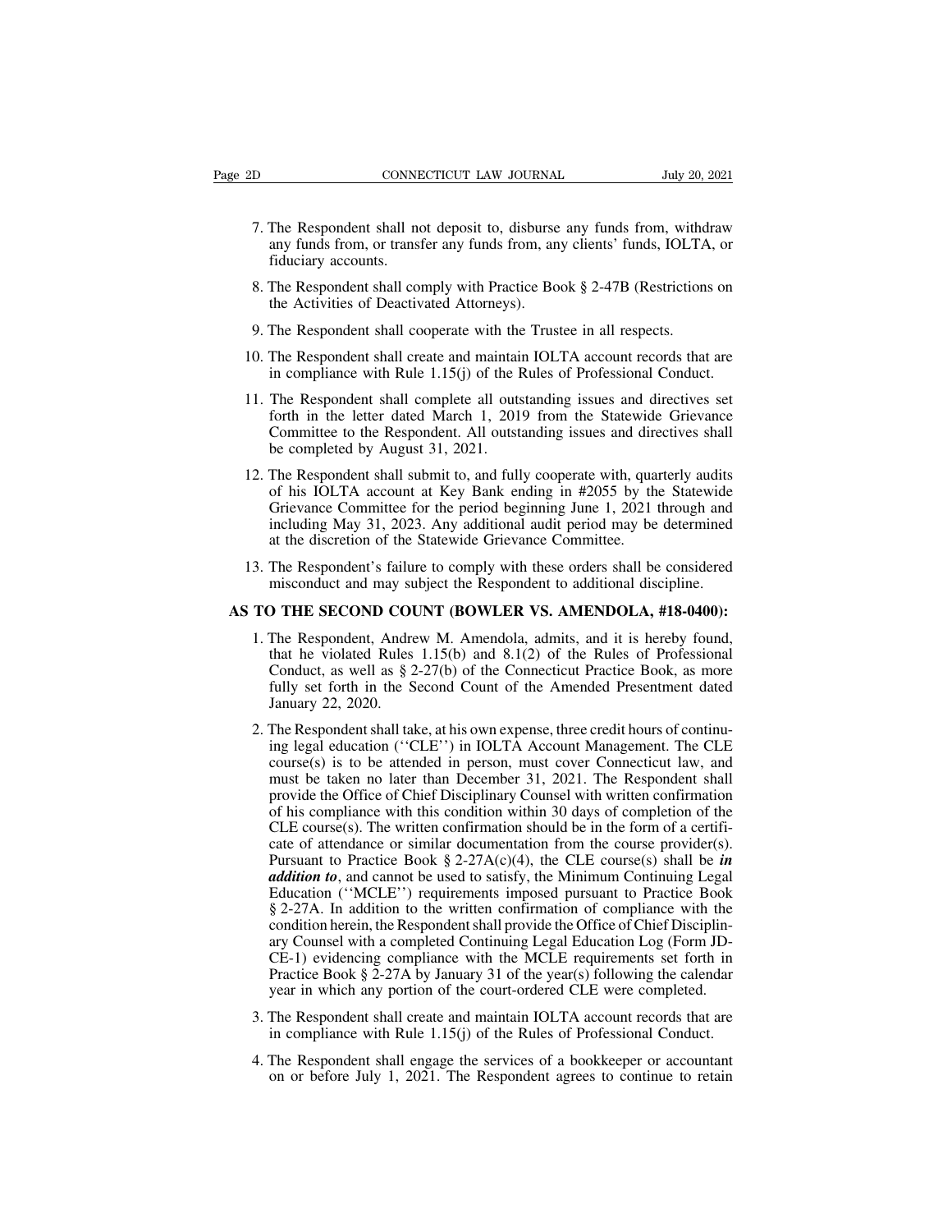7. The Respondent shall not deposit to, disburse any funds from, withdraw any funds from, or transfer any funds from, any clients' funds, IOLTA, or fiduciary accounts.

8. The Respondent shall comply with Practice Book § 2-47B (Restrictions on the Activities of Deactivated Attorneys).

9. The Respondent shall cooperate with the Trustee in all respects.

10. The Respondent shall create and maintain IOLTA account records that are in compliance with Rule 1.15(j) of the Rules of Professional Conduct.

11. The Respondent shall complete all outstanding issues and directives set forth in the letter dated March 1, 2019 from the Statewide Grievance Committee to the Respondent. All outstanding issues and directives shall be completed by August 31, 2021.

12. The Respondent shall submit to, and fully cooperate with, quarterly audits of his IOLTA account at Key Bank ending in #2055 by the Statewide Grievance Committee for the period beginning June 1, 2021 through and including May 31, 2023. Any additional audit period may be determined at the discretion of the Statewide Grievance Committee.

13. The Respondent's failure to comply with these orders shall be considered misconduct and may subject the Respondent to additional discipline.

**AS TO THE SECOND COUNT (BOWLER VS. AMENDOLA, #18-0400):**

1. The Respondent, Andrew M. Amendola, admits, and it is hereby found, that he violated Rules 1.15(b) and 8.1(2) of the Rules of Professional Conduct, as well as § 2-27(b) of the Connecticut Practice Book, as more fully set forth in the Second Count of the Amended Presentment dated January 22, 2020.

2. The Respondent shall take, at his own expense, three credit hours of continuing legal education (''CLE'') in IOLTA Account Management. The CLE course(s) is to be attended in person, must cover Connecticut law, and must be taken no later than December 31, 2021. The Respondent shall provide the Office of Chief Disciplinary Counsel with written confirmation of his compliance with this condition within 30 days of completion of the CLE course(s). The written confirmation should be in the form of a certificate of attendance or similar documentation from the course provider(s). Pursuant to Practice Book § 2-27A(c)(4), the CLE course(s) shall be ***in addition to***, and cannot be used to satisfy, the Minimum Continuing Legal Education (''MCLE'') requirements imposed pursuant to Practice Book § 2-27A. In addition to the written confirmation of compliance with the condition herein, the Respondent shall provide the Office of Chief Disciplinary Counsel with a completed Continuing Legal Education Log (Form JD-CE-1) evidencing compliance with the MCLE requirements set forth in Practice Book § 2-27A by January 31 of the year(s) following the calendar year in which any portion of the court-ordered CLE were completed.

3. The Respondent shall create and maintain IOLTA account records that are in compliance with Rule 1.15(j) of the Rules of Professional Conduct.

4. The Respondent shall engage the services of a bookkeeper or accountant on or before July 1, 2021. The Respondent agrees to continue to retain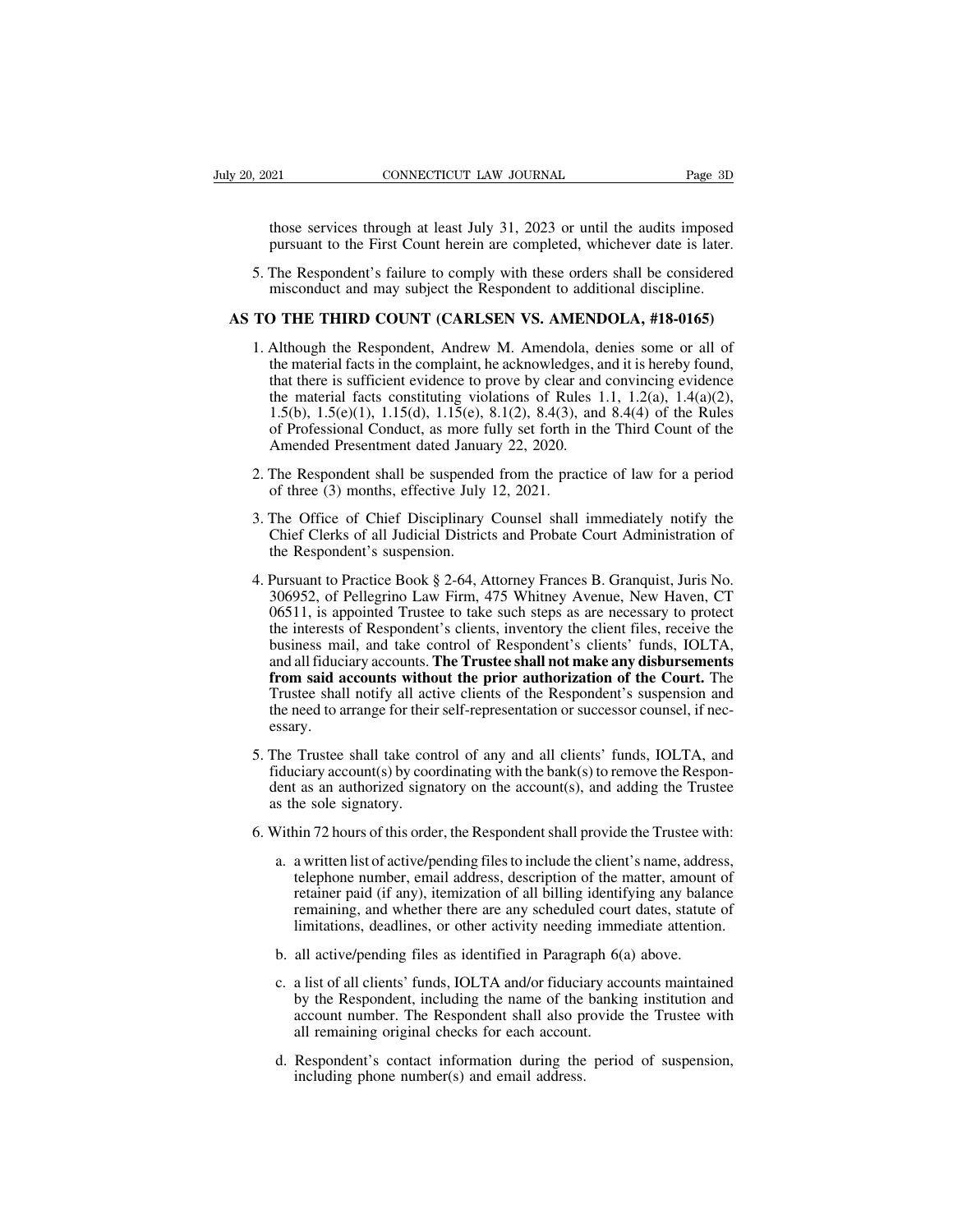those services through at least July 31, 2023 or until the audits imposed pursuant to the First Count herein are completed, whichever date is later.

5. The Respondent's failure to comply with these orders shall be considered misconduct and may subject the Respondent to additional discipline.

## AS TO THE THIRD COUNT (CARLSEN VS. AMENDOLA, #18-0165)

1. Although the Respondent, Andrew M. Amendola, denies some or all of the material facts in the complaint, he acknowledges, and it is hereby found, that there is sufficient evidence to prove by clear and convincing evidence the material facts constituting violations of Rules 1.1, 1.2(a), 1.4(a)(2), 1.5(b), 1.5(e)(1), 1.15(d), 1.15(e), 8.1(2), 8.4(3), and 8.4(4) of the Rules of Professional Conduct, as more fully set forth in the Third Count of the Amended Presentment dated January 22, 2020.

2. The Respondent shall be suspended from the practice of law for a period of three (3) months, effective July 12, 2021.

3. The Office of Chief Disciplinary Counsel shall immediately notify the Chief Clerks of all Judicial Districts and Probate Court Administration of the Respondent's suspension.

4. Pursuant to Practice Book § 2-64, Attorney Frances B. Granquist, Juris No. 306952, of Pellegrino Law Firm, 475 Whitney Avenue, New Haven, CT 06511, is appointed Trustee to take such steps as are necessary to protect the interests of Respondent's clients, inventory the client files, receive the business mail, and take control of Respondent's clients' funds, IOLTA, and all fiduciary accounts. **The Trustee shall not make any disbursements from said accounts without the prior authorization of the Court.** The Trustee shall notify all active clients of the Respondent's suspension and the need to arrange for their self-representation or successor counsel, if necessary.

5. The Trustee shall take control of any and all clients' funds, IOLTA, and fiduciary account(s) by coordinating with the bank(s) to remove the Respondent as an authorized signatory on the account(s), and adding the Trustee as the sole signatory.

6. Within 72 hours of this order, the Respondent shall provide the Trustee with:

   a. a written list of active/pending files to include the client's name, address, telephone number, email address, description of the matter, amount of retainer paid (if any), itemization of all billing identifying any balance remaining, and whether there are any scheduled court dates, statute of limitations, deadlines, or other activity needing immediate attention.

   b. all active/pending files as identified in Paragraph 6(a) above.

   c. a list of all clients' funds, IOLTA and/or fiduciary accounts maintained by the Respondent, including the name of the banking institution and account number. The Respondent shall also provide the Trustee with all remaining original checks for each account.

   d. Respondent's contact information during the period of suspension, including phone number(s) and email address.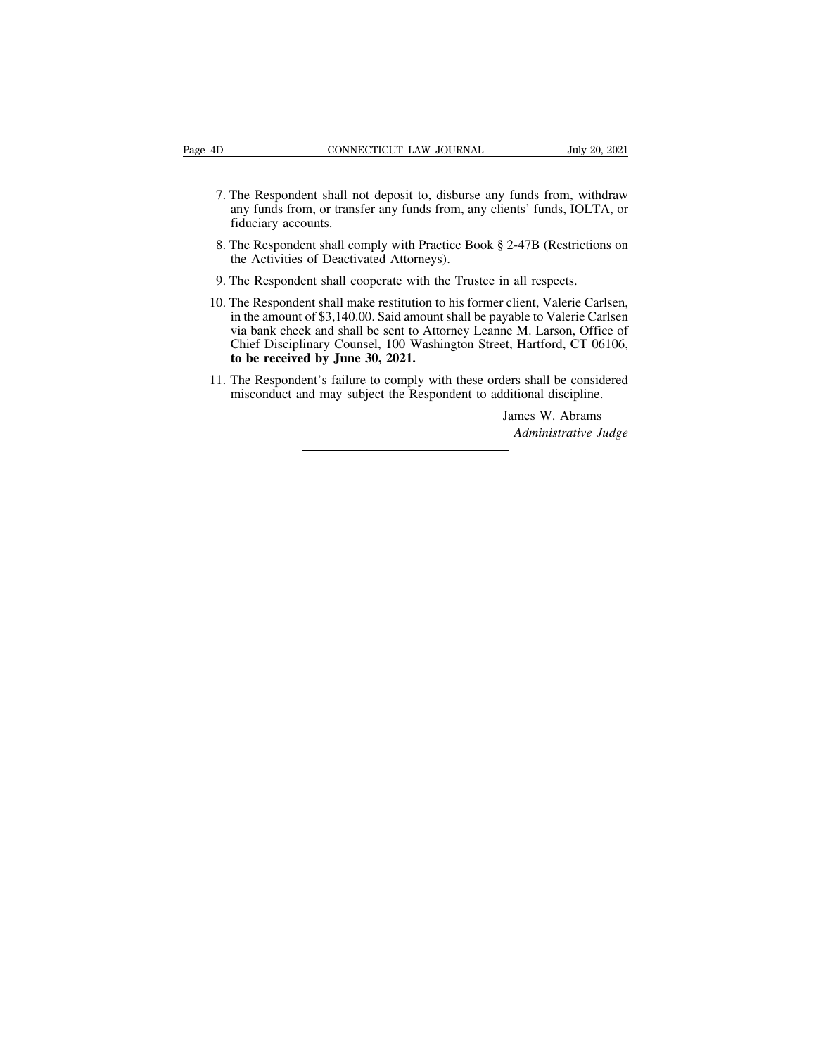7. The Respondent shall not deposit to, disburse any funds from, withdraw any funds from, or transfer any funds from, any clients' funds, IOLTA, or fiduciary accounts.
8. The Respondent shall comply with Practice Book § 2-47B (Restrictions on the Activities of Deactivated Attorneys).
9. The Respondent shall cooperate with the Trustee in all respects.
10. The Respondent shall make restitution to his former client, Valerie Carlsen, in the amount of $3,140.00. Said amount shall be payable to Valerie Carlsen via bank check and shall be sent to Attorney Leanne M. Larson, Office of Chief Disciplinary Counsel, 100 Washington Street, Hartford, CT 06106, **to be received by June 30, 2021.**
11. The Respondent's failure to comply with these orders shall be considered misconduct and may subject the Respondent to additional discipline.

James W. Abrams
*Administrative Judge*

---